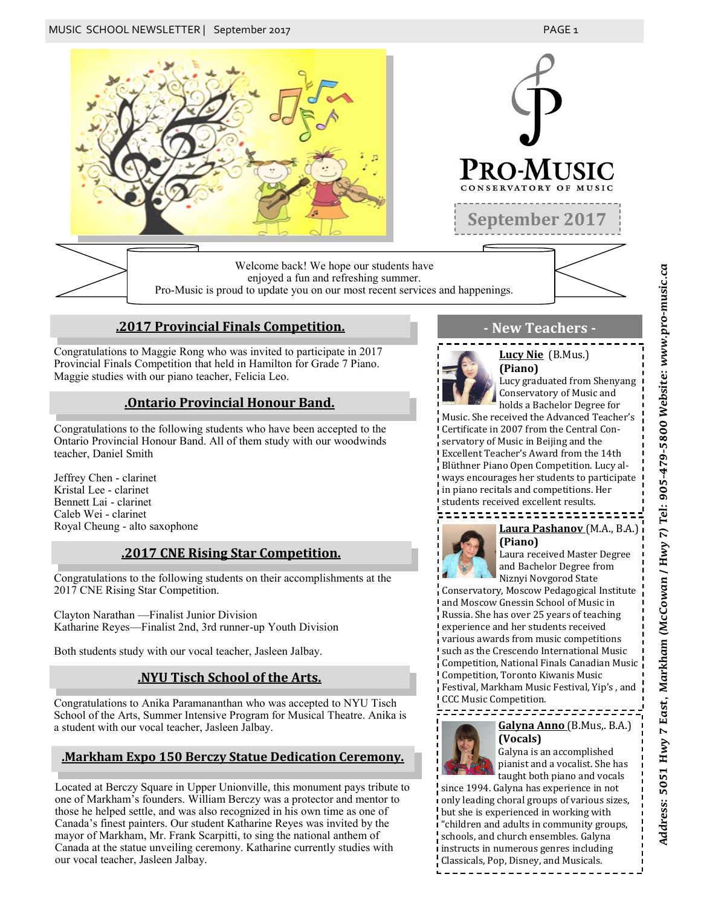# PRO-MUSIC

CONSERVATORY OF MUSIC

## September 2017

Welcome back! We hope our students have enjoyed a fun and refreshing summer.
Pro-Music is proud to update you on our most recent services and happenings.

## .2017 Provincial Finals Competition.

Congratulations to Maggie Rong who was invited to participate in 2017 Provincial Finals Competition that held in Hamilton for Grade 7 Piano. Maggie studies with our piano teacher, Felicia Leo.

## .Ontario Provincial Honour Band.

Congratulations to the following students who have been accepted to the Ontario Provincial Honour Band. All of them study with our woodwinds teacher, Daniel Smith

Jeffrey Chen - clarinet
Kristal Lee - clarinet
Bennett Lai - clarinet
Caleb Wei - clarinet
Royal Cheung - alto saxophone

## .2017 CNE Rising Star Competition.

Congratulations to the following students on their accomplishments at the 2017 CNE Rising Star Competition.

Clayton Narathan —Finalist Junior Division
Katharine Reyes—Finalist 2nd, 3rd runner-up Youth Division

Both students study with our vocal teacher, Jasleen Jalbay.

## .NYU Tisch School of the Arts.

Congratulations to Anika Paramananthan who was accepted to NYU Tisch School of the Arts, Summer Intensive Program for Musical Theatre. Anika is a student with our vocal teacher, Jasleen Jalbay.

## .Markham Expo 150 Berczy Statue Dedication Ceremony.

Located at Berczy Square in Upper Unionville, this monument pays tribute to one of Markham's founders. William Berczy was a protector and mentor to those he helped settle, and was also recognized in his own time as one of Canada's finest painters. Our student Katharine Reyes was invited by the mayor of Markham, Mr. Frank Scarpitti, to sing the national anthem of Canada at the statue unveiling ceremony. Katharine currently studies with our vocal teacher, Jasleen Jalbay.

## - New Teachers -

**Lucy Nie** (B.Mus.)
**(Piano)**
Lucy graduated from Shenyang Conservatory of Music and holds a Bachelor Degree for Music. She received the Advanced Teacher's Certificate in 2007 from the Central Conservatory of Music in Beijing and the Excellent Teacher's Award from the 14th Blüthner Piano Open Competition. Lucy always encourages her students to participate in piano recitals and competitions. Her students received excellent results.

**Laura Pashanov** (M.A., B.A.)
**(Piano)**
Laura received Master Degree and Bachelor Degree from Niznyi Novgorod State Conservatory, Moscow Pedagogical Institute and Moscow Gnessin School of Music in Russia. She has over 25 years of teaching experience and her students received various awards from music competitions such as the Crescendo International Music Competition, National Finals Canadian Music Competition, Toronto Kiwanis Music Festival, Markham Music Festival, Yip's , and CCC Music Competition.

**Galyna Anno** (B.Mus,. B.A.)
**(Vocals)**
Galyna is an accomplished pianist and a vocalist. She has taught both piano and vocals since 1994. Galyna has experience in not only leading choral groups of various sizes, but she is experienced in working with "children and adults in community groups, schools, and church ensembles. Galyna instructs in numerous genres including Classicals, Pop, Disney, and Musicals.

**Address: 5051 Hwy 7 East, Markham (McCowan / Hwy 7) Tel: 905-479-5800 Website: www.pro-music.ca**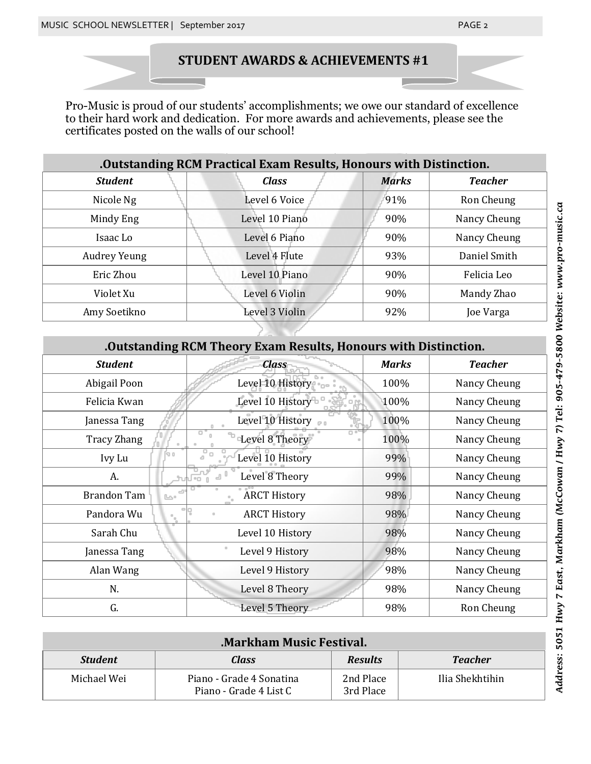## STUDENT AWARDS & ACHIEVEMENTS #1

Pro-Music is proud of our students' accomplishments; we owe our standard of excellence to their hard work and dedication. For more awards and achievements, please see the certificates posted on the walls of our school!

### .Outstanding RCM Practical Exam Results, Honours with Distinction.

| *Student* | *Class* | *Marks* | *Teacher* |
|---|---|---|---|
| Nicole Ng | Level 6 Voice | 91% | Ron Cheung |
| Mindy Eng | Level 10 Piano | 90% | Nancy Cheung |
| Isaac Lo | Level 6 Piano | 90% | Nancy Cheung |
| Audrey Yeung | Level 4 Flute | 93% | Daniel Smith |
| Eric Zhou | Level 10 Piano | 90% | Felicia Leo |
| Violet Xu | Level 6 Violin | 90% | Mandy Zhao |
| Amy Soetikno | Level 3 Violin | 92% | Joe Varga |

### .Outstanding RCM Theory Exam Results, Honours with Distinction.

| *Student* | *Class* | *Marks* | *Teacher* |
|---|---|---|---|
| Abigail Poon | Level 10 History | 100% | Nancy Cheung |
| Felicia Kwan | Level 10 History | 100% | Nancy Cheung |
| Janessa Tang | Level 10 History | 100% | Nancy Cheung |
| Tracy Zhang | Level 8 Theory | 100% | Nancy Cheung |
| Ivy Lu | Level 10 History | 99% | Nancy Cheung |
| A. | Level 8 Theory | 99% | Nancy Cheung |
| Brandon Tam | ARCT History | 98% | Nancy Cheung |
| Pandora Wu | ARCT History | 98% | Nancy Cheung |
| Sarah Chu | Level 10 History | 98% | Nancy Cheung |
| Janessa Tang | Level 9 History | 98% | Nancy Cheung |
| Alan Wang | Level 9 History | 98% | Nancy Cheung |
| N. | Level 8 Theory | 98% | Nancy Cheung |
| G. | Level 5 Theory | 98% | Ron Cheung |

### .Markham Music Festival.

| *Student* | *Class* | *Results* | *Teacher* |
|---|---|---|---|
| Michael Wei | Piano - Grade 4 Sonatina<br>Piano - Grade 4 List C | 2nd Place<br>3rd Place | Ilia Shekhtihin |

*Address: 5051 Hwy 7 East, Markham (McCowan / Hwy 7) Tel: 905-479-5800 Website: www.pro-music.ca*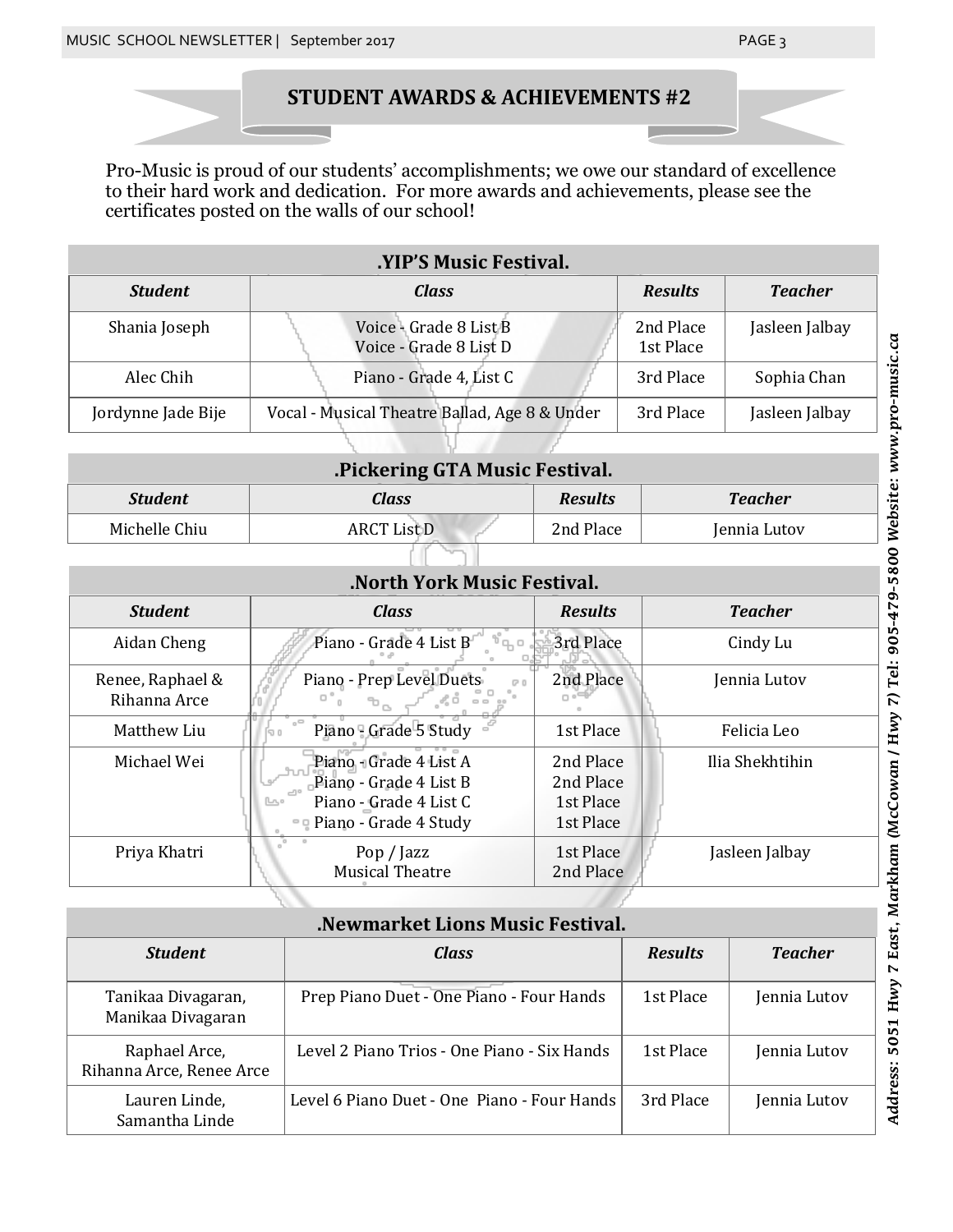## STUDENT AWARDS & ACHIEVEMENTS #2

Pro-Music is proud of our students' accomplishments; we owe our standard of excellence to their hard work and dedication. For more awards and achievements, please see the certificates posted on the walls of our school!

### .YIP'S Music Festival.

| *Student* | *Class* | *Results* | *Teacher* |
|---|---|---|---|
| Shania Joseph | Voice - Grade 8 List B<br>Voice - Grade 8 List D | 2nd Place<br>1st Place | Jasleen Jalbay |
| Alec Chih | Piano - Grade 4, List C | 3rd Place | Sophia Chan |
| Jordynne Jade Bije | Vocal - Musical Theatre Ballad, Age 8 & Under | 3rd Place | Jasleen Jalbay |

### .Pickering GTA Music Festival.

| *Student* | *Class* | *Results* | *Teacher* |
|---|---|---|---|
| Michelle Chiu | ARCT List D | 2nd Place | Jennia Lutov |

### .North York Music Festival.

| *Student* | *Class* | *Results* | *Teacher* |
|---|---|---|---|
| Aidan Cheng | Piano - Grade 4 List B | 3rd Place | Cindy Lu |
| Renee, Raphael & Rihanna Arce | Piano - Prep Level Duets | 2nd Place | Jennia Lutov |
| Matthew Liu | Piano - Grade 5 Study | 1st Place | Felicia Leo |
| Michael Wei | Piano - Grade 4 List A<br>Piano - Grade 4 List B<br>Piano - Grade 4 List C<br>Piano - Grade 4 Study | 2nd Place<br>2nd Place<br>1st Place<br>1st Place | Ilia Shekhtihin |
| Priya Khatri | Pop / Jazz<br>Musical Theatre | 1st Place<br>2nd Place | Jasleen Jalbay |

### .Newmarket Lions Music Festival.

| *Student* | *Class* | *Results* | *Teacher* |
|---|---|---|---|
| Tanikaa Divagaran, Manikaa Divagaran | Prep Piano Duet - One Piano - Four Hands | 1st Place | Jennia Lutov |
| Raphael Arce, Rihanna Arce, Renee Arce | Level 2 Piano Trios - One Piano - Six Hands | 1st Place | Jennia Lutov |
| Lauren Linde, Samantha Linde | Level 6 Piano Duet - One Piano - Four Hands | 3rd Place | Jennia Lutov |

*Address: 5051 Hwy 7 East, Markham (McCowan / Hwy 7) Tel: 905-479-5800 Website: www.pro-music.ca*